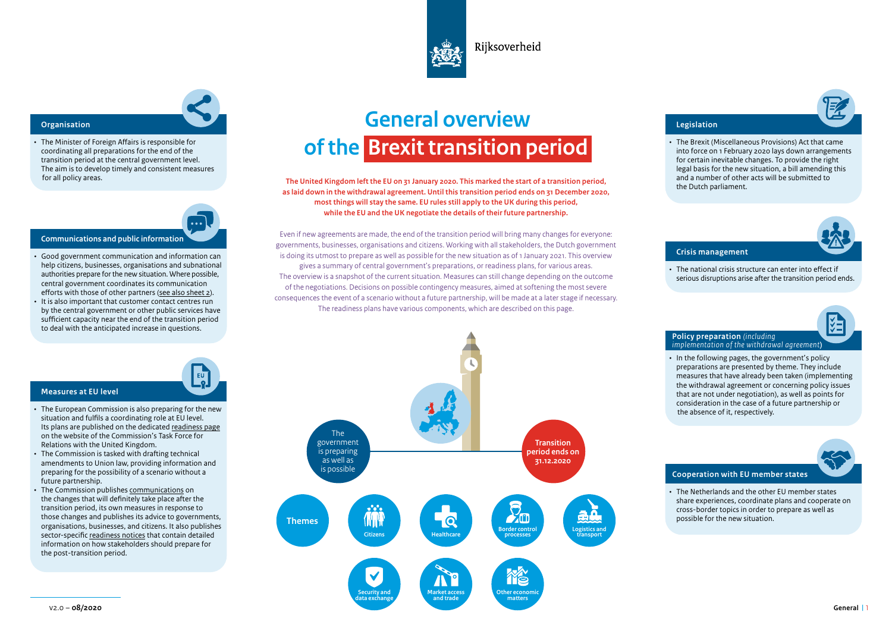Rijksoverheid

# General overview of the Brexit transition period

**The United Kingdom left the EU on 31 January 2020. This marked the start of a transition period, as laid down in the withdrawal agreement. Until this transition period ends on 31 December 2020, most things will stay the same. EU rules still apply to the UK during this period, while the EU and the UK negotiate the details of their future partnership.**

Even if new agreements are made, the end of the transition period will bring many changes for everyone: governments, businesses, organisations and citizens. Working with all stakeholders, the Dutch government is doing its utmost to prepare as well as possible for the new situation as of 1 January 2021. This overview gives a summary of central government's preparations, or readiness plans, for various areas. The overview is a snapshot of the current situation. Measures can still change depending on the outcome of the negotiations. Decisions on possible contingency measures, aimed at softening the most severe consequences the event of a scenario without a future partnership, will be made at a later stage if necessary. The readiness plans have various components, which are described on this page.

## Organisation

- The Minister of Foreign Affairs is responsible for coordinating all preparations for the end of the transition period at the central government level. The aim is to develop timely and consistent measures for all policy areas.

## Communications and public information

- Good government communication and information can help citizens, businesses, organisations and subnational authorities prepare for the new situation. Where possible, central government coordinates its communication efforts with those of other partners (see also sheet 2).
- It is also important that customer contact centres run by the central government or other public services have sufficient capacity near the end of the transition period to deal with the anticipated increase in questions.

## Measures at EU level

- The European Commission is also preparing for the new situation and fulfils a coordinating role at EU level. Its plans are published on the dedicated readiness page on the website of the Commission's Task Force for Relations with the United Kingdom.
- The Commission is tasked with drafting technical amendments to Union law, providing information and preparing for the possibility of a scenario without a future partnership.
- The Commission publishes communications on the changes that will definitely take place after the transition period, its own measures in response to those changes and publishes its advice to governments, organisations, businesses, and citizens. It also publishes sector-specific readiness notices that contain detailed information on how stakeholders should prepare for the post-transition period.

The government is preparing as well as is possible — Transition period ends on 31.12.2020

**Themes:** Citizens · Healthcare · Border control processes · Logistics and transport · Security and data exchange · Market access and trade · Other economic matters

## Legislation

- The Brexit (Miscellaneous Provisions) Act that came into force on 1 February 2020 lays down arrangements for certain inevitable changes. To provide the right legal basis for the new situation, a bill amending this and a number of other acts will be submitted to the Dutch parliament.

## Crisis management

- The national crisis structure can enter into effect if serious disruptions arise after the transition period ends.

## Policy preparation *(including implementation of the withdrawal agreement)*

- In the following pages, the government's policy preparations are presented by theme. They include measures that have already been taken (implementing the withdrawal agreement or concerning policy issues that are not under negotiation), as well as points for consideration in the case of a future partnership or the absence of it, respectively.

## Cooperation with EU member states

- The Netherlands and the other EU member states share experiences, coordinate plans and cooperate on cross-border topics in order to prepare as well as possible for the new situation.

V2.0 – **08/2020**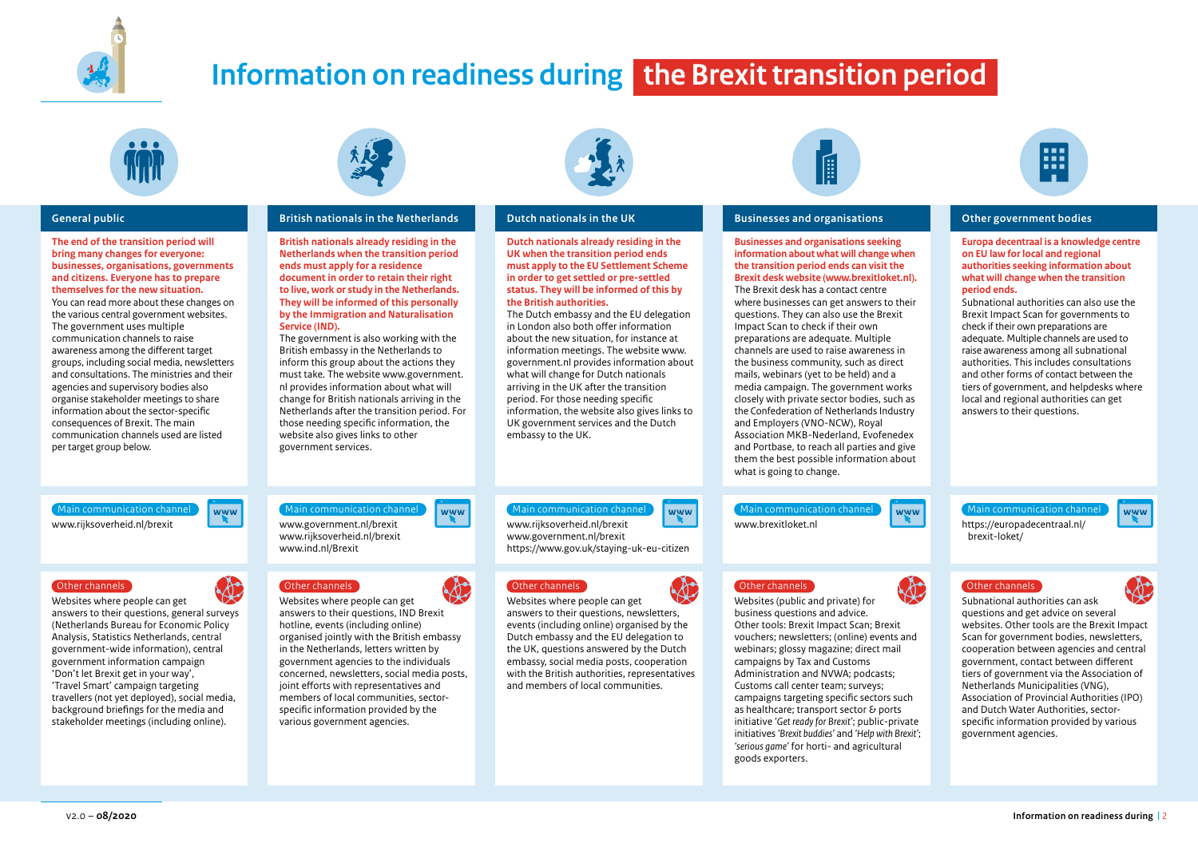# Information on readiness during the Brexit transition period

## General public

**The end of the transition period will bring many changes for everyone: businesses, organisations, governments and citizens. Everyone has to prepare themselves for the new situation.**

You can read more about these changes on the various central government websites. The government uses multiple communication channels to raise awareness among the different target groups, including social media, newsletters and consultations. The ministries and their agencies and supervisory bodies also organise stakeholder meetings to share information about the sector-specific consequences of Brexit. The main communication channels used are listed per target group below.

**Main communication channel**

www.rijksoverheid.nl/brexit

**Other channels**

Websites where people can get answers to their questions, general surveys (Netherlands Bureau for Economic Policy Analysis, Statistics Netherlands, central government-wide information), central government information campaign 'Don't let Brexit get in your way', 'Travel Smart' campaign targeting travellers (not yet deployed), social media, background briefings for the media and stakeholder meetings (including online).

## British nationals in the Netherlands

**British nationals already residing in the Netherlands when the transition period ends must apply for a residence document in order to retain their right to live, work or study in the Netherlands. They will be informed of this personally by the Immigration and Naturalisation Service (IND).**

The government is also working with the British embassy in the Netherlands to inform this group about the actions they must take. The website www.government.nl provides information about what will change for British nationals arriving in the Netherlands after the transition period. For those needing specific information, the website also gives links to other government services.

**Main communication channel**

www.government.nl/brexit
www.rijksoverheid.nl/brexit
www.ind.nl/Brexit

**Other channels**

Websites where people can get answers to their questions, IND Brexit hotline, events (including online) organised jointly with the British embassy in the Netherlands, letters written by government agencies to the individuals concerned, newsletters, social media posts, joint efforts with representatives and members of local communities, sector-specific information provided by the various government agencies.

## Dutch nationals in the UK

**Dutch nationals already residing in the UK when the transition period ends must apply to the EU Settlement Scheme in order to get settled or pre-settled status. They will be informed of this by the British authorities.**

The Dutch embassy and the EU delegation in London also both offer information about the new situation, for instance at information meetings. The website www.government.nl provides information about what will change for Dutch nationals arriving in the UK after the transition period. For those needing specific information, the website also gives links to UK government services and the Dutch embassy to the UK.

**Main communication channel**

www.rijksoverheid.nl/brexit
www.government.nl/brexit
https://www.gov.uk/staying-uk-eu-citizen

**Other channels**

Websites where people can get answers to their questions, newsletters, events (including online) organised by the Dutch embassy and the EU delegation to the UK, questions answered by the Dutch embassy, social media posts, cooperation with the British authorities, representatives and members of local communities.

## Businesses and organisations

**Businesses and organisations seeking information about what will change when the transition period ends can visit the Brexit desk website (www.brexitloket.nl).**

The Brexit desk has a contact centre where businesses can get answers to their questions. They can also use the Brexit Impact Scan to check if their own preparations are adequate. Multiple channels are used to raise awareness in the business community, such as direct mails, webinars (yet to be held) and a media campaign. The government works closely with private sector bodies, such as the Confederation of Netherlands Industry and Employers (VNO-NCW), Royal Association MKB-Nederland, Evofenedex and Portbase, to reach all parties and give them the best possible information about what is going to change.

**Main communication channel**

www.brexitloket.nl

**Other channels**

Websites (public and private) for business questions and advice.
Other tools: Brexit Impact Scan; Brexit vouchers; newsletters; (online) events and webinars; glossy magazine; direct mail campaigns by Tax and Customs Administration and NVWA; podcasts; Customs call center team; surveys; campaigns targeting specific sectors such as healthcare; transport sector & ports initiative '*Get ready for Brexit*'; public-private initiatives '*Brexit buddies*' and '*Help with Brexit*'; '*serious game*' for horti- and agricultural goods exporters.

## Other government bodies

**Europa decentraal is a knowledge centre on EU law for local and regional authorities seeking information about what will change when the transition period ends.**

Subnational authorities can also use the Brexit Impact Scan for governments to check if their own preparations are adequate. Multiple channels are used to raise awareness among all subnational authorities. This includes consultations and other forms of contact between the tiers of government, and helpdesks where local and regional authorities can get answers to their questions.

**Main communication channel**

https://europadecentraal.nl/brexit-loket/

**Other channels**

Subnational authorities can ask questions and get advice on several websites. Other tools are the Brexit Impact Scan for government bodies, newsletters, cooperation between agencies and central government, contact between different tiers of government via the Association of Netherlands Municipalities (VNG), Association of Provincial Authorities (IPO) and Dutch Water Authorities, sector-specific information provided by various government agencies.

V2.0 – **08/2020**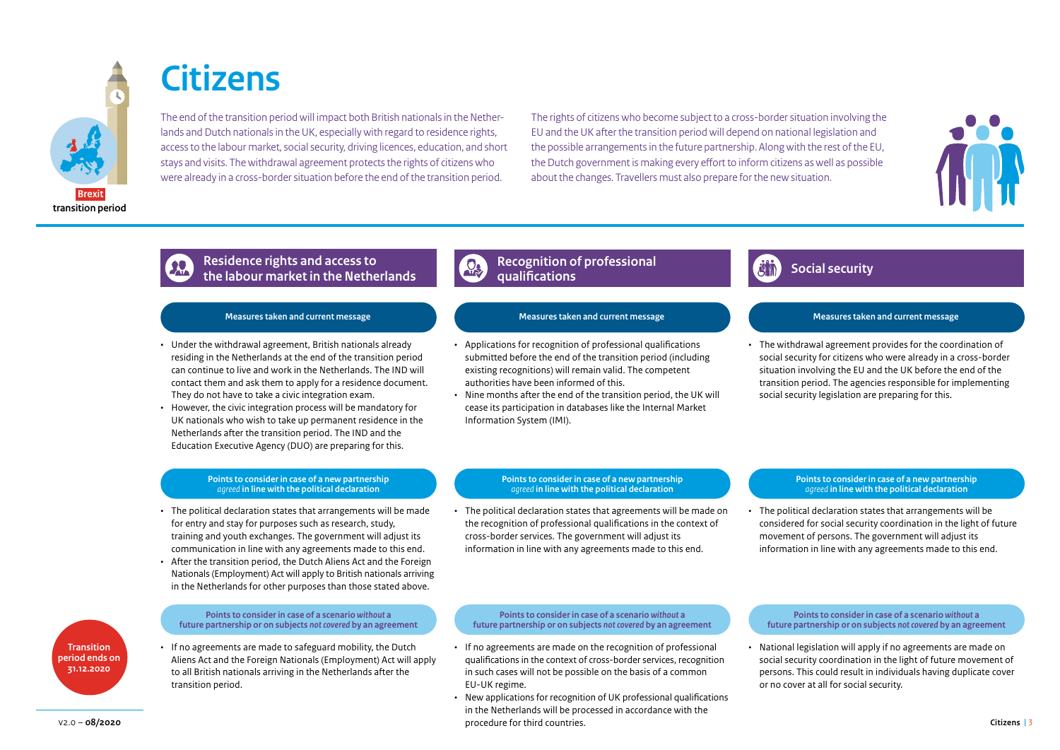# Citizens

The end of the transition period will impact both British nationals in the Netherlands and Dutch nationals in the UK, especially with regard to residence rights, access to the labour market, social security, driving licences, education, and short stays and visits. The withdrawal agreement protects the rights of citizens who were already in a cross-border situation before the end of the transition period.

The rights of citizens who become subject to a cross-border situation involving the EU and the UK after the transition period will depend on national legislation and the possible arrangements in the future partnership. Along with the rest of the EU, the Dutch government is making every effort to inform citizens as well as possible about the changes. Travellers must also prepare for the new situation.

Brexit transition period

Transition period ends on 31.12.2020

## Residence rights and access to the labour market in the Netherlands

### Measures taken and current message

- Under the withdrawal agreement, British nationals already residing in the Netherlands at the end of the transition period can continue to live and work in the Netherlands. The IND will contact them and ask them to apply for a residence document. They do not have to take a civic integration exam.
- However, the civic integration process will be mandatory for UK nationals who wish to take up permanent residence in the Netherlands after the transition period. The IND and the Education Executive Agency (DUO) are preparing for this.

### Points to consider in case of a new partnership *agreed* in line with the political declaration

- The political declaration states that arrangements will be made for entry and stay for purposes such as research, study, training and youth exchanges. The government will adjust its communication in line with any agreements made to this end.
- After the transition period, the Dutch Aliens Act and the Foreign Nationals (Employment) Act will apply to British nationals arriving in the Netherlands for other purposes than those stated above.

### Points to consider in case of a scenario *without* a future partnership or on subjects *not covered* by an agreement

- If no agreements are made to safeguard mobility, the Dutch Aliens Act and the Foreign Nationals (Employment) Act will apply to all British nationals arriving in the Netherlands after the transition period.

## Recognition of professional qualifications

### Measures taken and current message

- Applications for recognition of professional qualifications submitted before the end of the transition period (including existing recognitions) will remain valid. The competent authorities have been informed of this.
- Nine months after the end of the transition period, the UK will cease its participation in databases like the Internal Market Information System (IMI).

### Points to consider in case of a new partnership *agreed* in line with the political declaration

- The political declaration states that agreements will be made on the recognition of professional qualifications in the context of cross-border services. The government will adjust its information in line with any agreements made to this end.

### Points to consider in case of a scenario *without* a future partnership or on subjects *not covered* by an agreement

- If no agreements are made on the recognition of professional qualifications in the context of cross-border services, recognition in such cases will not be possible on the basis of a common EU-UK regime.
- New applications for recognition of UK professional qualifications in the Netherlands will be processed in accordance with the procedure for third countries.

## Social security

### Measures taken and current message

- The withdrawal agreement provides for the coordination of social security for citizens who were already in a cross-border situation involving the EU and the UK before the end of the transition period. The agencies responsible for implementing social security legislation are preparing for this.

### Points to consider in case of a new partnership *agreed* in line with the political declaration

- The political declaration states that arrangements will be considered for social security coordination in the light of future movement of persons. The government will adjust its information in line with any agreements made to this end.

### Points to consider in case of a scenario *without* a future partnership or on subjects *not covered* by an agreement

- National legislation will apply if no agreements are made on social security coordination in the light of future movement of persons. This could result in individuals having duplicate cover or no cover at all for social security.

V2.0 – **08/2020**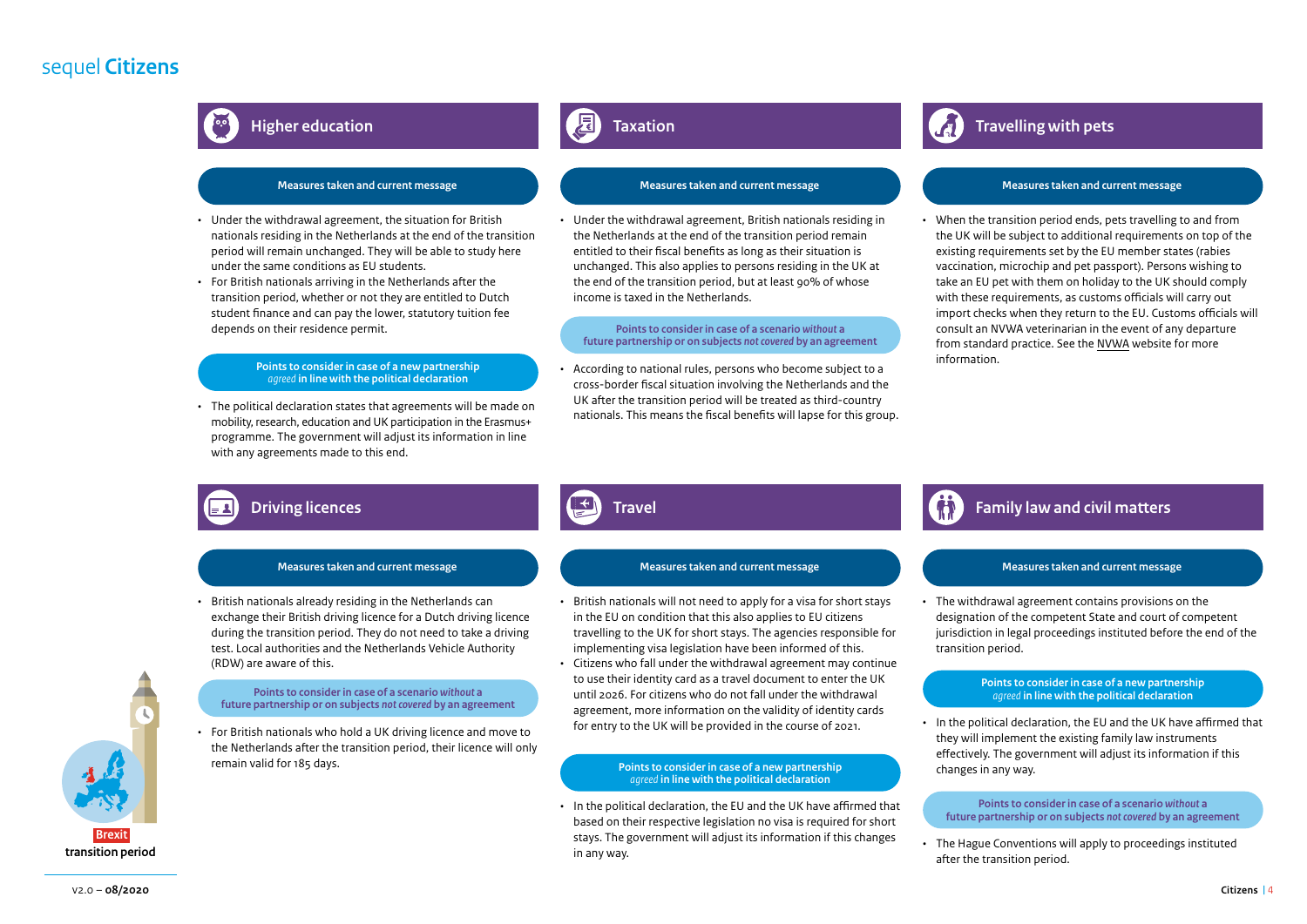sequel **Citizens**

## Higher education

**Measures taken and current message**

- Under the withdrawal agreement, the situation for British nationals residing in the Netherlands at the end of the transition period will remain unchanged. They will be able to study here under the same conditions as EU students.
- For British nationals arriving in the Netherlands after the transition period, whether or not they are entitled to Dutch student finance and can pay the lower, statutory tuition fee depends on their residence permit.

**Points to consider in case of a new partnership *agreed* in line with the political declaration**

- The political declaration states that agreements will be made on mobility, research, education and UK participation in the Erasmus+ programme. The government will adjust its information in line with any agreements made to this end.

## Taxation

**Measures taken and current message**

- Under the withdrawal agreement, British nationals residing in the Netherlands at the end of the transition period remain entitled to their fiscal benefits as long as their situation is unchanged. This also applies to persons residing in the UK at the end of the transition period, but at least 90% of whose income is taxed in the Netherlands.

**Points to consider in case of a scenario *without* a future partnership or on subjects *not covered* by an agreement**

- According to national rules, persons who become subject to a cross-border fiscal situation involving the Netherlands and the UK after the transition period will be treated as third-country nationals. This means the fiscal benefits will lapse for this group.

## Travelling with pets

**Measures taken and current message**

- When the transition period ends, pets travelling to and from the UK will be subject to additional requirements on top of the existing requirements set by the EU member states (rabies vaccination, microchip and pet passport). Persons wishing to take an EU pet with them on holiday to the UK should comply with these requirements, as customs officials will carry out import checks when they return to the EU. Customs officials will consult an NVWA veterinarian in the event of any departure from standard practice. See the NVWA website for more information.

## Driving licences

**Measures taken and current message**

- British nationals already residing in the Netherlands can exchange their British driving licence for a Dutch driving licence during the transition period. They do not need to take a driving test. Local authorities and the Netherlands Vehicle Authority (RDW) are aware of this.

**Points to consider in case of a scenario *without* a future partnership or on subjects *not covered* by an agreement**

- For British nationals who hold a UK driving licence and move to the Netherlands after the transition period, their licence will only remain valid for 185 days.

## Travel

**Measures taken and current message**

- British nationals will not need to apply for a visa for short stays in the EU on condition that this also applies to EU citizens travelling to the UK for short stays. The agencies responsible for implementing visa legislation have been informed of this.
- Citizens who fall under the withdrawal agreement may continue to use their identity card as a travel document to enter the UK until 2026. For citizens who do not fall under the withdrawal agreement, more information on the validity of identity cards for entry to the UK will be provided in the course of 2021.

**Points to consider in case of a new partnership *agreed* in line with the political declaration**

- In the political declaration, the EU and the UK have affirmed that based on their respective legislation no visa is required for short stays. The government will adjust its information if this changes in any way.

## Family law and civil matters

**Measures taken and current message**

- The withdrawal agreement contains provisions on the designation of the competent State and court of competent jurisdiction in legal proceedings instituted before the end of the transition period.

**Points to consider in case of a new partnership *agreed* in line with the political declaration**

- In the political declaration, the EU and the UK have affirmed that they will implement the existing family law instruments effectively. The government will adjust its information if this changes in any way.

**Points to consider in case of a scenario *without* a future partnership or on subjects *not covered* by an agreement**

- The Hague Conventions will apply to proceedings instituted after the transition period.

Brexit transition period

V2.0 – **08/2020**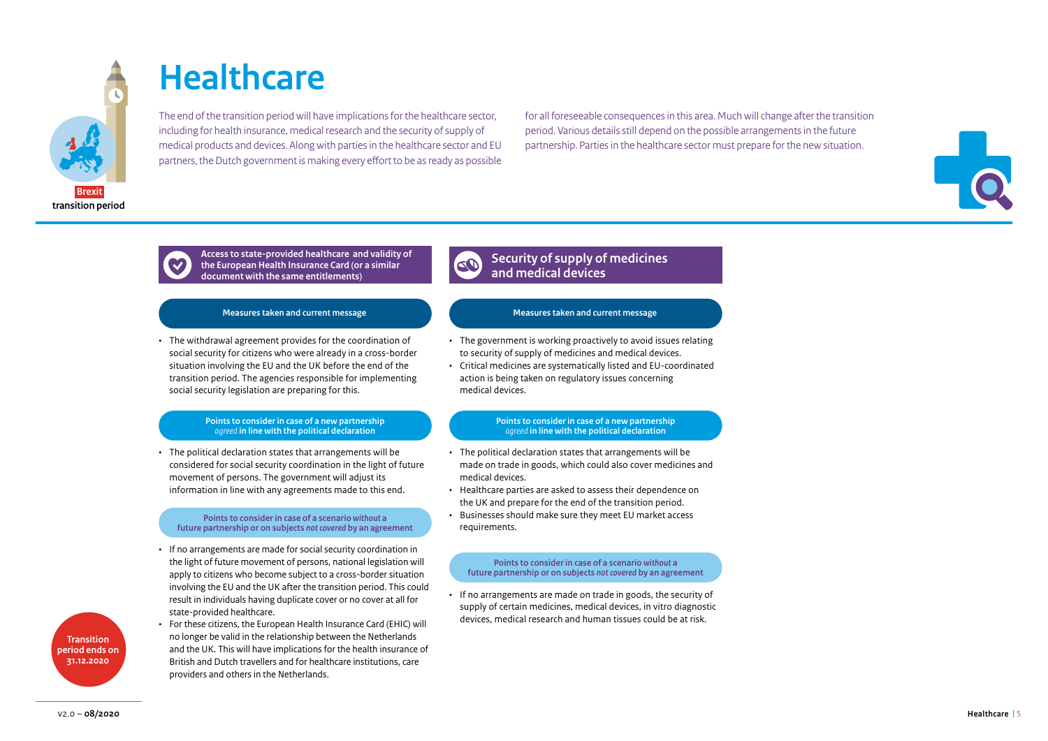# Healthcare

The end of the transition period will have implications for the healthcare sector, including for health insurance, medical research and the security of supply of medical products and devices. Along with parties in the healthcare sector and EU partners, the Dutch government is making every effort to be as ready as possible for all foreseeable consequences in this area. Much will change after the transition period. Various details still depend on the possible arrangements in the future partnership. Parties in the healthcare sector must prepare for the new situation.

## Access to state-provided healthcare and validity of the European Health Insurance Card (or a similar document with the same entitlements)

### Measures taken and current message

- The withdrawal agreement provides for the coordination of social security for citizens who were already in a cross-border situation involving the EU and the UK before the end of the transition period. The agencies responsible for implementing social security legislation are preparing for this.

### Points to consider in case of a new partnership *agreed* in line with the political declaration

- The political declaration states that arrangements will be considered for social security coordination in the light of future movement of persons. The government will adjust its information in line with any agreements made to this end.

### Points to consider in case of a scenario *without* a future partnership or on subjects *not covered* by an agreement

- If no arrangements are made for social security coordination in the light of future movement of persons, national legislation will apply to citizens who become subject to a cross-border situation involving the EU and the UK after the transition period. This could result in individuals having duplicate cover or no cover at all for state-provided healthcare.
- For these citizens, the European Health Insurance Card (EHIC) will no longer be valid in the relationship between the Netherlands and the UK. This will have implications for the health insurance of British and Dutch travellers and for healthcare institutions, care providers and others in the Netherlands.

## Security of supply of medicines and medical devices

### Measures taken and current message

- The government is working proactively to avoid issues relating to security of supply of medicines and medical devices.
- Critical medicines are systematically listed and EU-coordinated action is being taken on regulatory issues concerning medical devices.

### Points to consider in case of a new partnership *agreed* in line with the political declaration

- The political declaration states that arrangements will be made on trade in goods, which could also cover medicines and medical devices.
- Healthcare parties are asked to assess their dependence on the UK and prepare for the end of the transition period.
- Businesses should make sure they meet EU market access requirements.

### Points to consider in case of a scenario *without* a future partnership or on subjects *not covered* by an agreement

- If no arrangements are made on trade in goods, the security of supply of certain medicines, medical devices, in vitro diagnostic devices, medical research and human tissues could be at risk.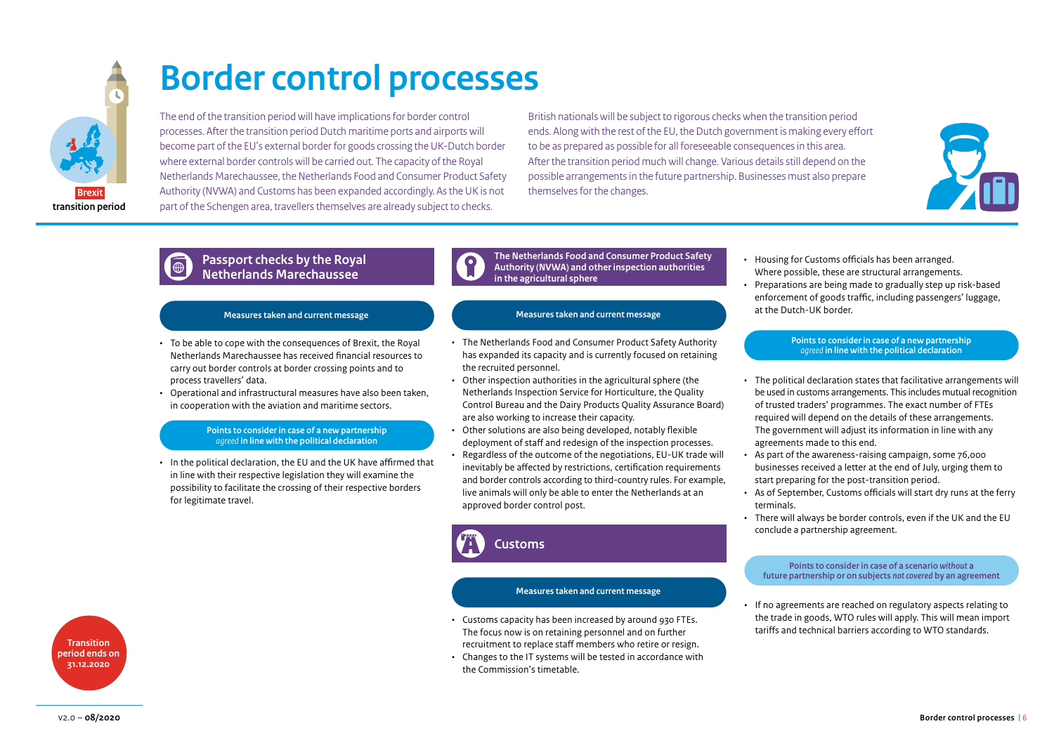# Border control processes

The end of the transition period will have implications for border control processes. After the transition period Dutch maritime ports and airports will become part of the EU's external border for goods crossing the UK-Dutch border where external border controls will be carried out. The capacity of the Royal Netherlands Marechaussee, the Netherlands Food and Consumer Product Safety Authority (NVWA) and Customs has been expanded accordingly. As the UK is not part of the Schengen area, travellers themselves are already subject to checks.

British nationals will be subject to rigorous checks when the transition period ends. Along with the rest of the EU, the Dutch government is making every effort to be as prepared as possible for all foreseeable consequences in this area. After the transition period much will change. Various details still depend on the possible arrangements in the future partnership. Businesses must also prepare themselves for the changes.

## Passport checks by the Royal Netherlands Marechaussee

**Measures taken and current message**

- To be able to cope with the consequences of Brexit, the Royal Netherlands Marechaussee has received financial resources to carry out border controls at border crossing points and to process travellers' data.
- Operational and infrastructural measures have also been taken, in cooperation with the aviation and maritime sectors.

**Points to consider in case of a new partnership *agreed* in line with the political declaration**

- In the political declaration, the EU and the UK have affirmed that in line with their respective legislation they will examine the possibility to facilitate the crossing of their respective borders for legitimate travel.

## The Netherlands Food and Consumer Product Safety Authority (NVWA) and other inspection authorities in the agricultural sphere

**Measures taken and current message**

- The Netherlands Food and Consumer Product Safety Authority has expanded its capacity and is currently focused on retaining the recruited personnel.
- Other inspection authorities in the agricultural sphere (the Netherlands Inspection Service for Horticulture, the Quality Control Bureau and the Dairy Products Quality Assurance Board) are also working to increase their capacity.
- Other solutions are also being developed, notably flexible deployment of staff and redesign of the inspection processes.
- Regardless of the outcome of the negotiations, EU-UK trade will inevitably be affected by restrictions, certification requirements and border controls according to third-country rules. For example, live animals will only be able to enter the Netherlands at an approved border control post.

## Customs

**Measures taken and current message**

- Customs capacity has been increased by around 930 FTEs. The focus now is on retaining personnel and on further recruitment to replace staff members who retire or resign.
- Changes to the IT systems will be tested in accordance with the Commission's timetable.
- Housing for Customs officials has been arranged. Where possible, these are structural arrangements.
- Preparations are being made to gradually step up risk-based enforcement of goods traffic, including passengers' luggage, at the Dutch-UK border.

**Points to consider in case of a new partnership *agreed* in line with the political declaration**

- The political declaration states that facilitative arrangements will be used in customs arrangements. This includes mutual recognition of trusted traders' programmes. The exact number of FTEs required will depend on the details of these arrangements. The government will adjust its information in line with any agreements made to this end.
- As part of the awareness-raising campaign, some 76,000 businesses received a letter at the end of July, urging them to start preparing for the post-transition period.
- As of September, Customs officials will start dry runs at the ferry terminals.
- There will always be border controls, even if the UK and the EU conclude a partnership agreement.

**Points to consider in case of a scenario *without* a future partnership or on subjects *not covered* by an agreement**

- If no agreements are reached on regulatory aspects relating to the trade in goods, WTO rules will apply. This will mean import tariffs and technical barriers according to WTO standards.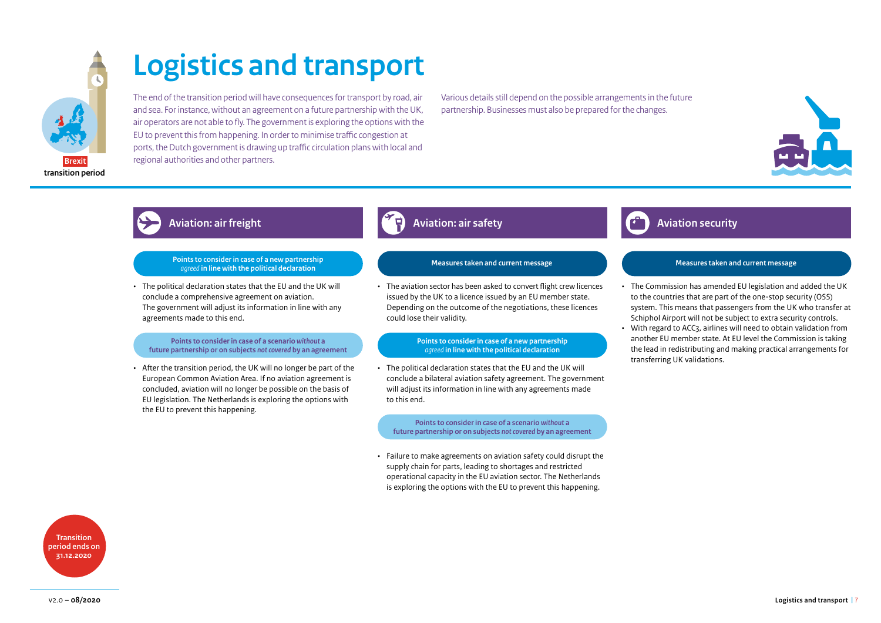# Logistics and transport

The end of the transition period will have consequences for transport by road, air and sea. For instance, without an agreement on a future partnership with the UK, air operators are not able to fly. The government is exploring the options with the EU to prevent this from happening. In order to minimise traffic congestion at ports, the Dutch government is drawing up traffic circulation plans with local and regional authorities and other partners.

Various details still depend on the possible arrangements in the future partnership. Businesses must also be prepared for the changes.

## Aviation: air freight

**Points to consider in case of a new partnership *agreed* in line with the political declaration**

- The political declaration states that the EU and the UK will conclude a comprehensive agreement on aviation. The government will adjust its information in line with any agreements made to this end.

**Points to consider in case of a scenario *without* a future partnership or on subjects *not covered* by an agreement**

- After the transition period, the UK will no longer be part of the European Common Aviation Area. If no aviation agreement is concluded, aviation will no longer be possible on the basis of EU legislation. The Netherlands is exploring the options with the EU to prevent this happening.

## Aviation: air safety

**Measures taken and current message**

- The aviation sector has been asked to convert flight crew licences issued by the UK to a licence issued by an EU member state. Depending on the outcome of the negotiations, these licences could lose their validity.

**Points to consider in case of a new partnership *agreed* in line with the political declaration**

- The political declaration states that the EU and the UK will conclude a bilateral aviation safety agreement. The government will adjust its information in line with any agreements made to this end.

**Points to consider in case of a scenario *without* a future partnership or on subjects *not covered* by an agreement**

- Failure to make agreements on aviation safety could disrupt the supply chain for parts, leading to shortages and restricted operational capacity in the EU aviation sector. The Netherlands is exploring the options with the EU to prevent this happening.

## Aviation security

**Measures taken and current message**

- The Commission has amended EU legislation and added the UK to the countries that are part of the one-stop security (OSS) system. This means that passengers from the UK who transfer at Schiphol Airport will not be subject to extra security controls.
- With regard to ACC3, airlines will need to obtain validation from another EU member state. At EU level the Commission is taking the lead in redistributing and making practical arrangements for transferring UK validations.

Transition period ends on 31.12.2020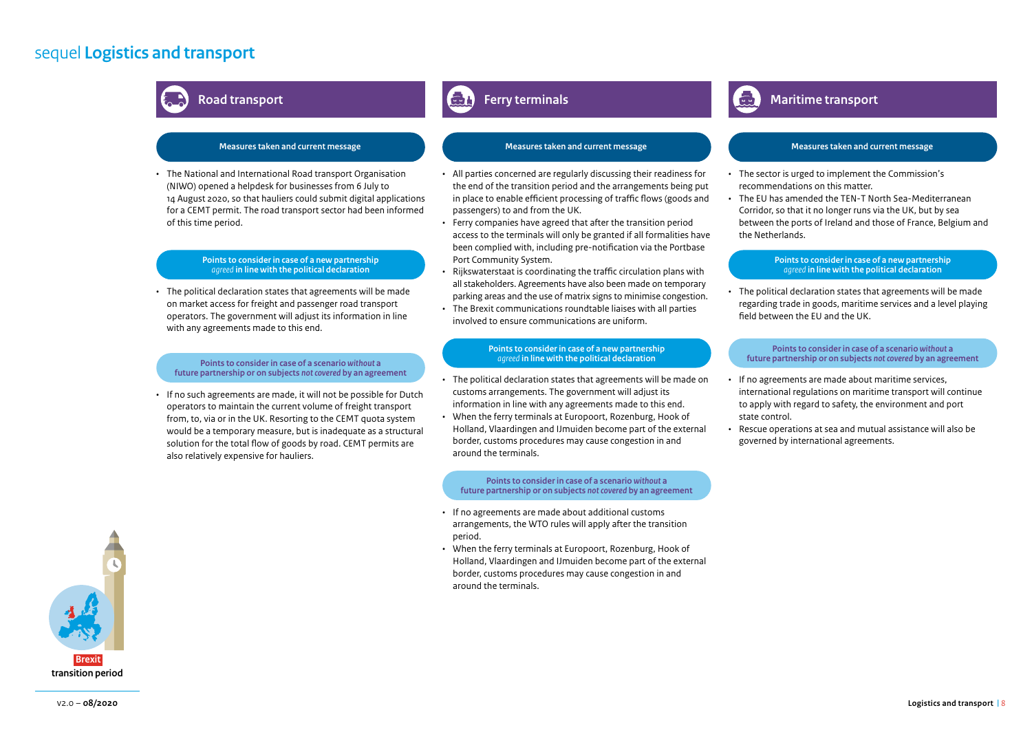# sequel **Logistics and transport**

## Road transport

### Measures taken and current message

- The National and International Road transport Organisation (NIWO) opened a helpdesk for businesses from 6 July to 14 August 2020, so that hauliers could submit digital applications for a CEMT permit. The road transport sector had been informed of this time period.

### Points to consider in case of a new partnership *agreed* in line with the political declaration

- The political declaration states that agreements will be made on market access for freight and passenger road transport operators. The government will adjust its information in line with any agreements made to this end.

### Points to consider in case of a scenario *without* a future partnership or on subjects *not covered* by an agreement

- If no such agreements are made, it will not be possible for Dutch operators to maintain the current volume of freight transport from, to, via or in the UK. Resorting to the CEMT quota system would be a temporary measure, but is inadequate as a structural solution for the total flow of goods by road. CEMT permits are also relatively expensive for hauliers.

## Ferry terminals

### Measures taken and current message

- All parties concerned are regularly discussing their readiness for the end of the transition period and the arrangements being put in place to enable efficient processing of traffic flows (goods and passengers) to and from the UK.
- Ferry companies have agreed that after the transition period access to the terminals will only be granted if all formalities have been complied with, including pre-notification via the Portbase Port Community System.
- Rijkswaterstaat is coordinating the traffic circulation plans with all stakeholders. Agreements have also been made on temporary parking areas and the use of matrix signs to minimise congestion.
- The Brexit communications roundtable liaises with all parties involved to ensure communications are uniform.

### Points to consider in case of a new partnership *agreed* in line with the political declaration

- The political declaration states that agreements will be made on customs arrangements. The government will adjust its information in line with any agreements made to this end.
- When the ferry terminals at Europoort, Rozenburg, Hook of Holland, Vlaardingen and IJmuiden become part of the external border, customs procedures may cause congestion in and around the terminals.

### Points to consider in case of a scenario *without* a future partnership or on subjects *not covered* by an agreement

- If no agreements are made about additional customs arrangements, the WTO rules will apply after the transition period.
- When the ferry terminals at Europoort, Rozenburg, Hook of Holland, Vlaardingen and IJmuiden become part of the external border, customs procedures may cause congestion in and around the terminals.

## Maritime transport

### Measures taken and current message

- The sector is urged to implement the Commission's recommendations on this matter.
- The EU has amended the TEN-T North Sea-Mediterranean Corridor, so that it no longer runs via the UK, but by sea between the ports of Ireland and those of France, Belgium and the Netherlands.

### Points to consider in case of a new partnership *agreed* in line with the political declaration

- The political declaration states that agreements will be made regarding trade in goods, maritime services and a level playing field between the EU and the UK.

### Points to consider in case of a scenario *without* a future partnership or on subjects *not covered* by an agreement

- If no agreements are made about maritime services, international regulations on maritime transport will continue to apply with regard to safety, the environment and port state control.
- Rescue operations at sea and mutual assistance will also be governed by international agreements.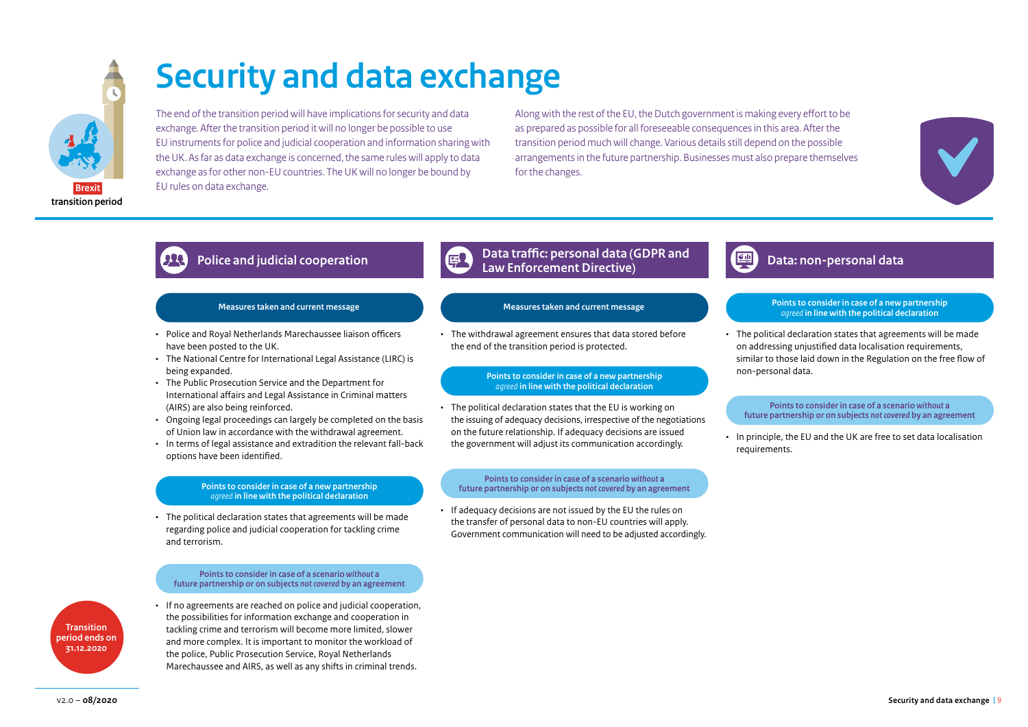# Security and data exchange

The end of the transition period will have implications for security and data exchange. After the transition period it will no longer be possible to use EU instruments for police and judicial cooperation and information sharing with the UK. As far as data exchange is concerned, the same rules will apply to data exchange as for other non-EU countries. The UK will no longer be bound by EU rules on data exchange.

Along with the rest of the EU, the Dutch government is making every effort to be as prepared as possible for all foreseeable consequences in this area. After the transition period much will change. Various details still depend on the possible arrangements in the future partnership. Businesses must also prepare themselves for the changes.

## Police and judicial cooperation

### Measures taken and current message

- Police and Royal Netherlands Marechaussee liaison officers have been posted to the UK.
- The National Centre for International Legal Assistance (LIRC) is being expanded.
- The Public Prosecution Service and the Department for International affairs and Legal Assistance in Criminal matters (AIRS) are also being reinforced.
- Ongoing legal proceedings can largely be completed on the basis of Union law in accordance with the withdrawal agreement.
- In terms of legal assistance and extradition the relevant fall-back options have been identified.

### Points to consider in case of a new partnership *agreed* in line with the political declaration

- The political declaration states that agreements will be made regarding police and judicial cooperation for tackling crime and terrorism.

### Points to consider in case of a scenario *without* a future partnership or on subjects *not covered* by an agreement

- If no agreements are reached on police and judicial cooperation, the possibilities for information exchange and cooperation in tackling crime and terrorism will become more limited, slower and more complex. It is important to monitor the workload of the police, Public Prosecution Service, Royal Netherlands Marechaussee and AIRS, as well as any shifts in criminal trends.

## Data traffic: personal data (GDPR and Law Enforcement Directive)

### Measures taken and current message

- The withdrawal agreement ensures that data stored before the end of the transition period is protected.

### Points to consider in case of a new partnership *agreed* in line with the political declaration

- The political declaration states that the EU is working on the issuing of adequacy decisions, irrespective of the negotiations on the future relationship. If adequacy decisions are issued the government will adjust its communication accordingly.

### Points to consider in case of a scenario *without* a future partnership or on subjects *not covered* by an agreement

- If adequacy decisions are not issued by the EU the rules on the transfer of personal data to non-EU countries will apply. Government communication will need to be adjusted accordingly.

## Data: non-personal data

### Points to consider in case of a new partnership *agreed* in line with the political declaration

- The political declaration states that agreements will be made on addressing unjustified data localisation requirements, similar to those laid down in the Regulation on the free flow of non-personal data.

### Points to consider in case of a scenario *without* a future partnership or on subjects *not covered* by an agreement

- In principle, the EU and the UK are free to set data localisation requirements.

Transition period ends on 31.12.2020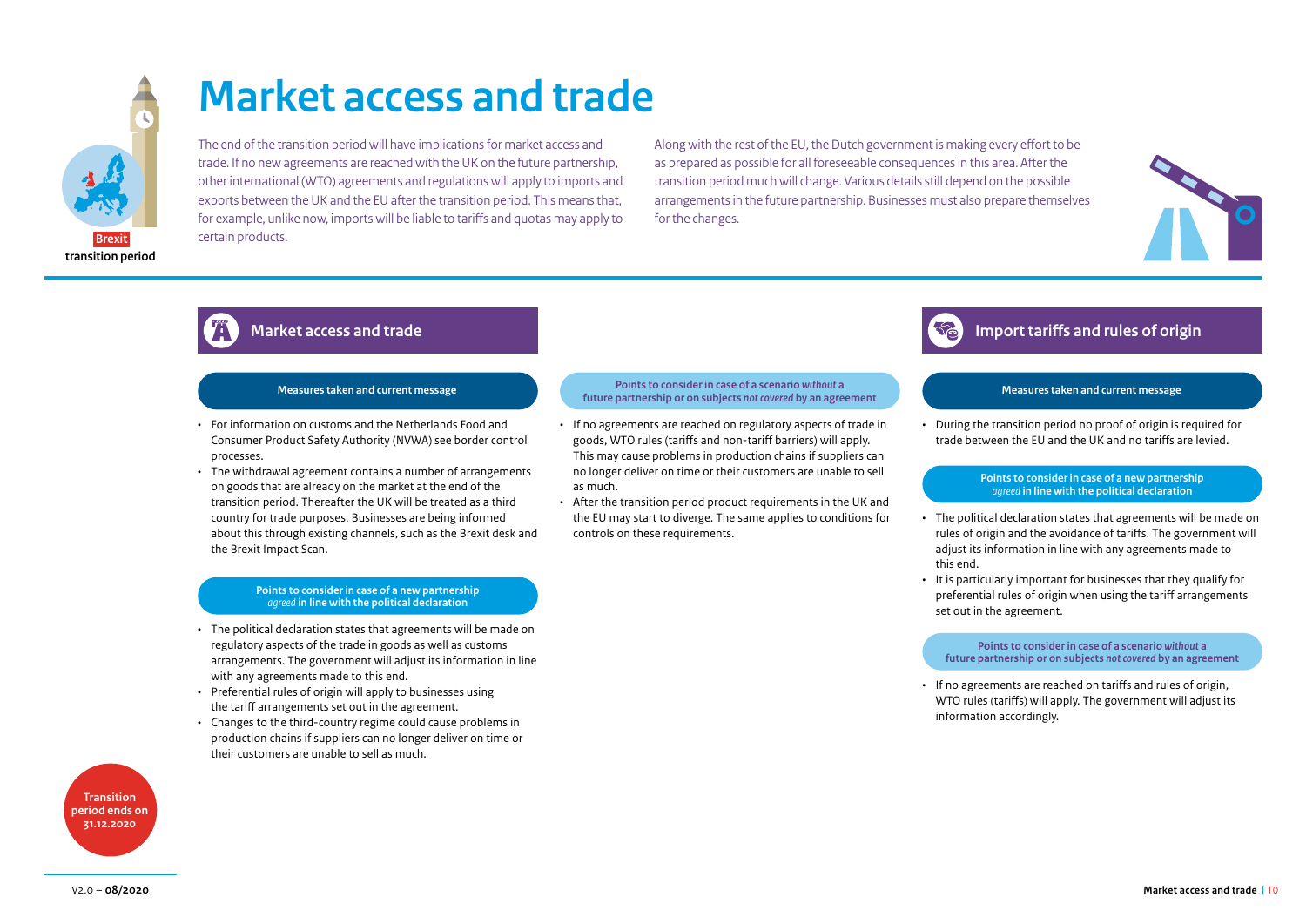Brexit
transition period

# Market access and trade

The end of the transition period will have implications for market access and trade. If no new agreements are reached with the UK on the future partnership, other international (WTO) agreements and regulations will apply to imports and exports between the UK and the EU after the transition period. This means that, for example, unlike now, imports will be liable to tariffs and quotas may apply to certain products.

Along with the rest of the EU, the Dutch government is making every effort to be as prepared as possible for all foreseeable consequences in this area. After the transition period much will change. Various details still depend on the possible arrangements in the future partnership. Businesses must also prepare themselves for the changes.

## Market access and trade

### Measures taken and current message

- For information on customs and the Netherlands Food and Consumer Product Safety Authority (NVWA) see border control processes.
- The withdrawal agreement contains a number of arrangements on goods that are already on the market at the end of the transition period. Thereafter the UK will be treated as a third country for trade purposes. Businesses are being informed about this through existing channels, such as the Brexit desk and the Brexit Impact Scan.

### Points to consider in case of a new partnership *agreed* in line with the political declaration

- The political declaration states that agreements will be made on regulatory aspects of the trade in goods as well as customs arrangements. The government will adjust its information in line with any agreements made to this end.
- Preferential rules of origin will apply to businesses using the tariff arrangements set out in the agreement.
- Changes to the third-country regime could cause problems in production chains if suppliers can no longer deliver on time or their customers are unable to sell as much.

### Points to consider in case of a scenario *without* a future partnership or on subjects *not covered* by an agreement

- If no agreements are reached on regulatory aspects of trade in goods, WTO rules (tariffs and non-tariff barriers) will apply. This may cause problems in production chains if suppliers can no longer deliver on time or their customers are unable to sell as much.
- After the transition period product requirements in the UK and the EU may start to diverge. The same applies to conditions for controls on these requirements.

## Import tariffs and rules of origin

### Measures taken and current message

- During the transition period no proof of origin is required for trade between the EU and the UK and no tariffs are levied.

### Points to consider in case of a new partnership *agreed* in line with the political declaration

- The political declaration states that agreements will be made on rules of origin and the avoidance of tariffs. The government will adjust its information in line with any agreements made to this end.
- It is particularly important for businesses that they qualify for preferential rules of origin when using the tariff arrangements set out in the agreement.

### Points to consider in case of a scenario *without* a future partnership or on subjects *not covered* by an agreement

- If no agreements are reached on tariffs and rules of origin, WTO rules (tariffs) will apply. The government will adjust its information accordingly.

Transition period ends on 31.12.2020

V2.0 – **08/2020**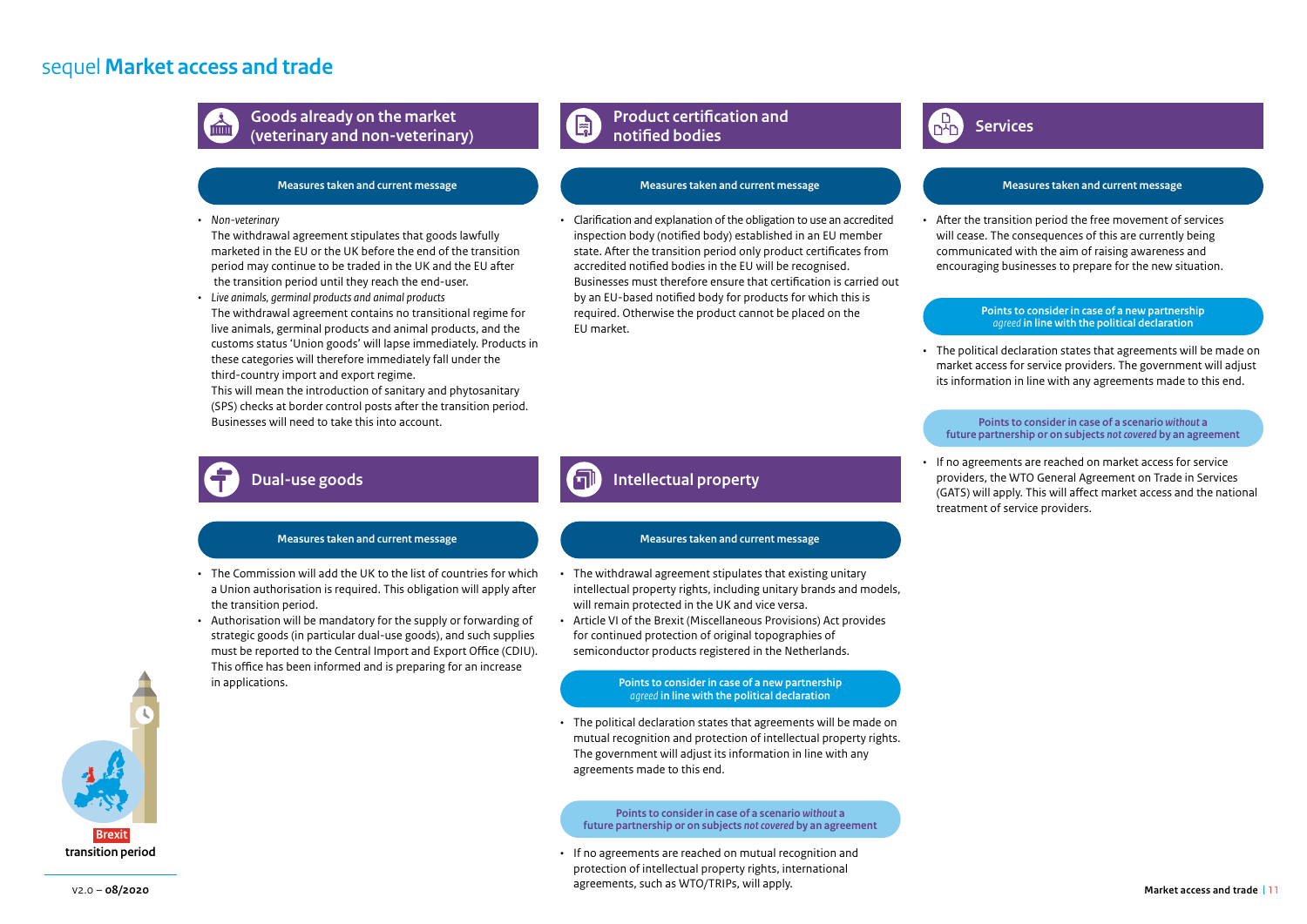# sequel Market access and trade

## Goods already on the market (veterinary and non-veterinary)

### Measures taken and current message

- *Non-veterinary*
  The withdrawal agreement stipulates that goods lawfully marketed in the EU or the UK before the end of the transition period may continue to be traded in the UK and the EU after the transition period until they reach the end-user.
- *Live animals, germinal products and animal products*
  The withdrawal agreement contains no transitional regime for live animals, germinal products and animal products, and the customs status 'Union goods' will lapse immediately. Products in these categories will therefore immediately fall under the third-country import and export regime.
  This will mean the introduction of sanitary and phytosanitary (SPS) checks at border control posts after the transition period. Businesses will need to take this into account.

## Dual-use goods

### Measures taken and current message

- The Commission will add the UK to the list of countries for which a Union authorisation is required. This obligation will apply after the transition period.
- Authorisation will be mandatory for the supply or forwarding of strategic goods (in particular dual-use goods), and such supplies must be reported to the Central Import and Export Office (CDIU). This office has been informed and is preparing for an increase in applications.

## Product certification and notified bodies

### Measures taken and current message

- Clarification and explanation of the obligation to use an accredited inspection body (notified body) established in an EU member state. After the transition period only product certificates from accredited notified bodies in the EU will be recognised. Businesses must therefore ensure that certification is carried out by an EU-based notified body for products for which this is required. Otherwise the product cannot be placed on the EU market.

## Intellectual property

### Measures taken and current message

- The withdrawal agreement stipulates that existing unitary intellectual property rights, including unitary brands and models, will remain protected in the UK and vice versa.
- Article VI of the Brexit (Miscellaneous Provisions) Act provides for continued protection of original topographies of semiconductor products registered in the Netherlands.

### Points to consider in case of a new partnership *agreed* in line with the political declaration

- The political declaration states that agreements will be made on mutual recognition and protection of intellectual property rights. The government will adjust its information in line with any agreements made to this end.

### Points to consider in case of a scenario *without* a future partnership or on subjects *not covered* by an agreement

- If no agreements are reached on mutual recognition and protection of intellectual property rights, international agreements, such as WTO/TRIPs, will apply.

## Services

### Measures taken and current message

- After the transition period the free movement of services will cease. The consequences of this are currently being communicated with the aim of raising awareness and encouraging businesses to prepare for the new situation.

### Points to consider in case of a new partnership *agreed* in line with the political declaration

- The political declaration states that agreements will be made on market access for service providers. The government will adjust its information in line with any agreements made to this end.

### Points to consider in case of a scenario *without* a future partnership or on subjects *not covered* by an agreement

- If no agreements are reached on market access for service providers, the WTO General Agreement on Trade in Services (GATS) will apply. This will affect market access and the national treatment of service providers.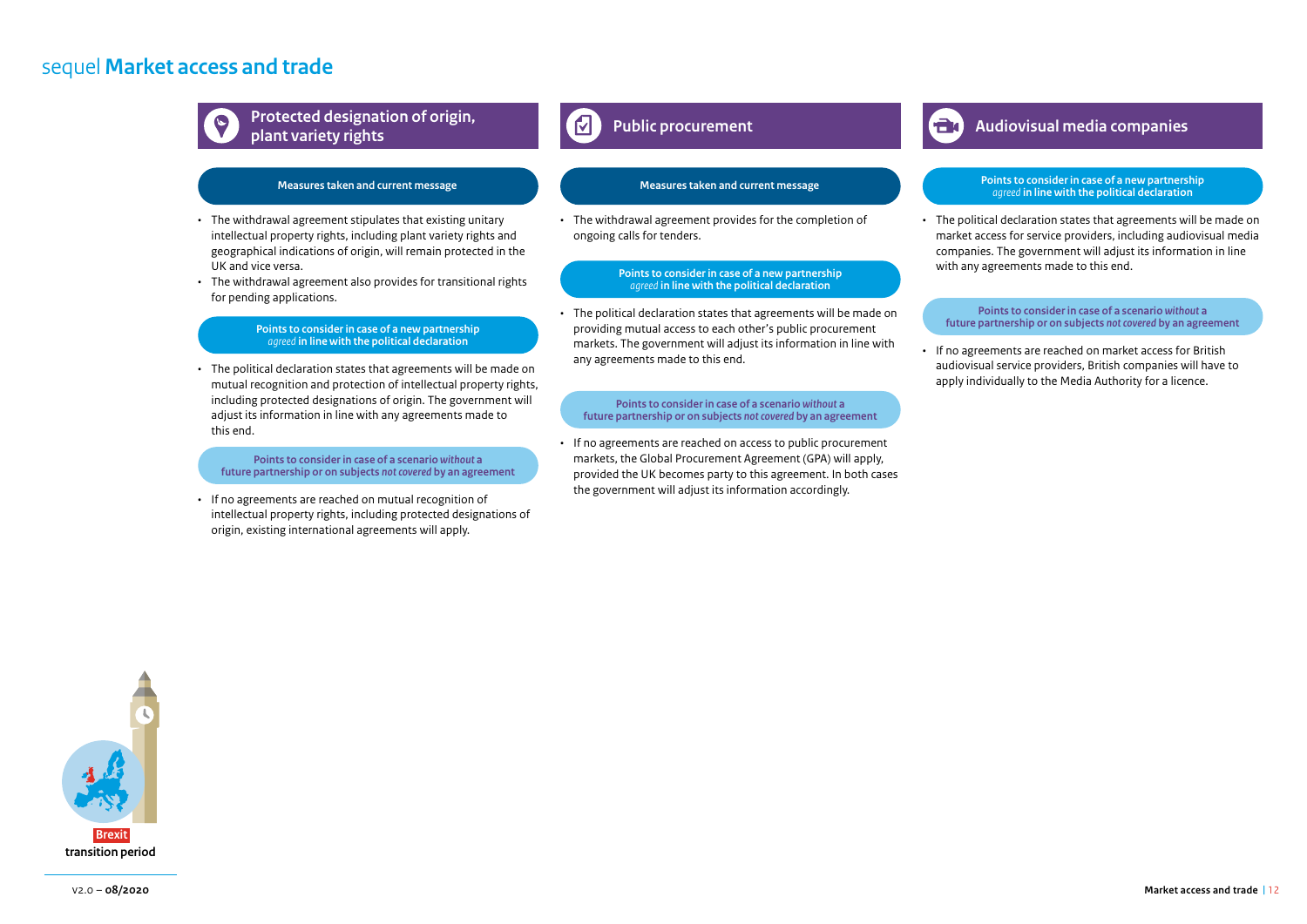# sequel **Market access and trade**

## Protected designation of origin, plant variety rights

**Measures taken and current message**

- The withdrawal agreement stipulates that existing unitary intellectual property rights, including plant variety rights and geographical indications of origin, will remain protected in the UK and vice versa.
- The withdrawal agreement also provides for transitional rights for pending applications.

**Points to consider in case of a new partnership *agreed* in line with the political declaration**

- The political declaration states that agreements will be made on mutual recognition and protection of intellectual property rights, including protected designations of origin. The government will adjust its information in line with any agreements made to this end.

**Points to consider in case of a scenario *without* a future partnership or on subjects *not covered* by an agreement**

- If no agreements are reached on mutual recognition of intellectual property rights, including protected designations of origin, existing international agreements will apply.

## Public procurement

**Measures taken and current message**

- The withdrawal agreement provides for the completion of ongoing calls for tenders.

**Points to consider in case of a new partnership *agreed* in line with the political declaration**

- The political declaration states that agreements will be made on providing mutual access to each other's public procurement markets. The government will adjust its information in line with any agreements made to this end.

**Points to consider in case of a scenario *without* a future partnership or on subjects *not covered* by an agreement**

- If no agreements are reached on access to public procurement markets, the Global Procurement Agreement (GPA) will apply, provided the UK becomes party to this agreement. In both cases the government will adjust its information accordingly.

## Audiovisual media companies

**Points to consider in case of a new partnership *agreed* in line with the political declaration**

- The political declaration states that agreements will be made on market access for service providers, including audiovisual media companies. The government will adjust its information in line with any agreements made to this end.

**Points to consider in case of a scenario *without* a future partnership or on subjects *not covered* by an agreement**

- If no agreements are reached on market access for British audiovisual service providers, British companies will have to apply individually to the Media Authority for a licence.

Brexit transition period

V2.0 – **08/2020**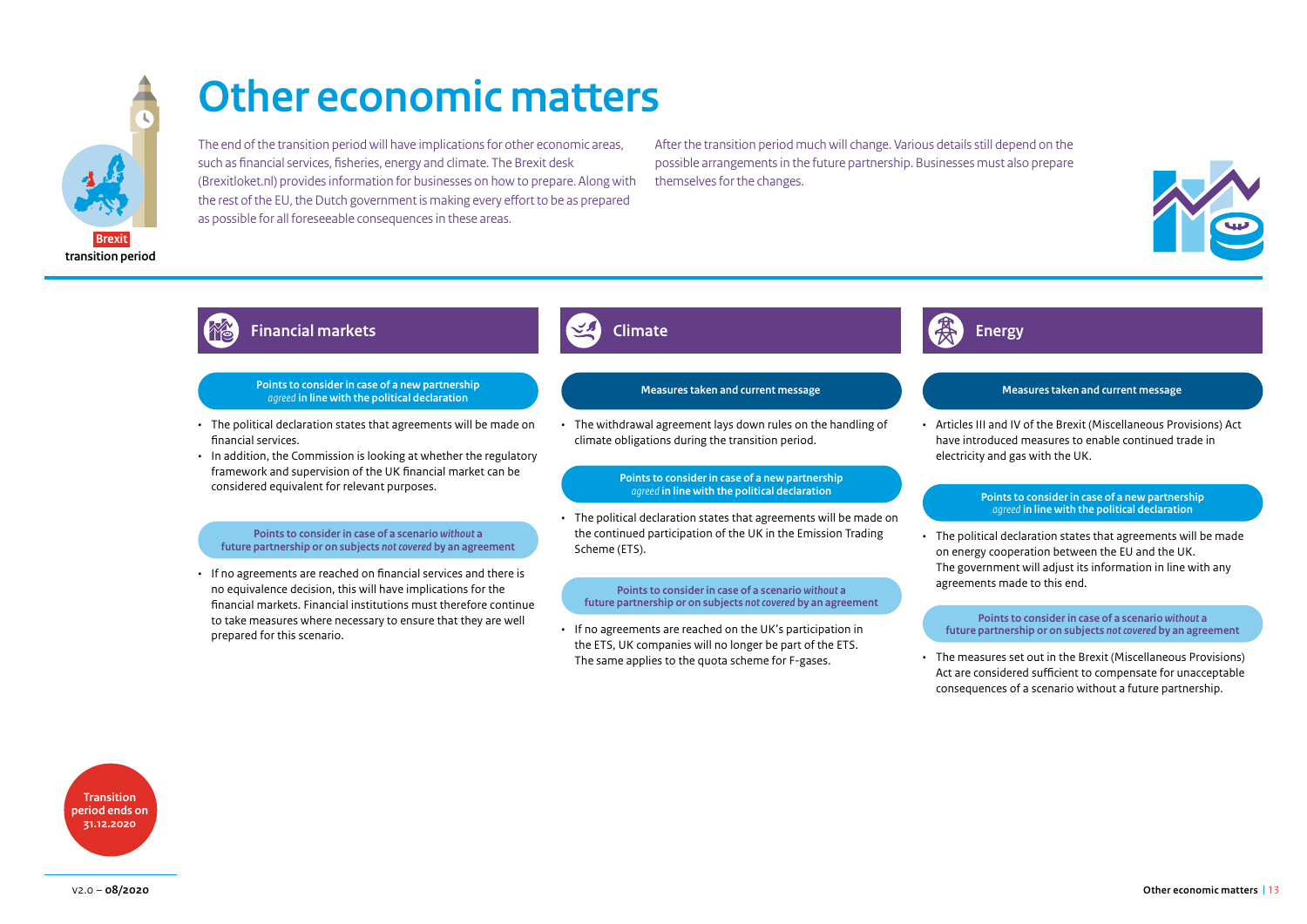# Other economic matters

The end of the transition period will have implications for other economic areas, such as financial services, fisheries, energy and climate. The Brexit desk (Brexitloket.nl) provides information for businesses on how to prepare. Along with the rest of the EU, the Dutch government is making every effort to be as prepared as possible for all foreseeable consequences in these areas.

After the transition period much will change. Various details still depend on the possible arrangements in the future partnership. Businesses must also prepare themselves for the changes.

## Financial markets

**Points to consider in case of a new partnership *agreed* in line with the political declaration**

- The political declaration states that agreements will be made on financial services.
- In addition, the Commission is looking at whether the regulatory framework and supervision of the UK financial market can be considered equivalent for relevant purposes.

**Points to consider in case of a scenario *without* a future partnership or on subjects *not covered* by an agreement**

- If no agreements are reached on financial services and there is no equivalence decision, this will have implications for the financial markets. Financial institutions must therefore continue to take measures where necessary to ensure that they are well prepared for this scenario.

## Climate

**Measures taken and current message**

- The withdrawal agreement lays down rules on the handling of climate obligations during the transition period.

**Points to consider in case of a new partnership *agreed* in line with the political declaration**

- The political declaration states that agreements will be made on the continued participation of the UK in the Emission Trading Scheme (ETS).

**Points to consider in case of a scenario *without* a future partnership or on subjects *not covered* by an agreement**

- If no agreements are reached on the UK's participation in the ETS, UK companies will no longer be part of the ETS. The same applies to the quota scheme for F-gases.

## Energy

**Measures taken and current message**

- Articles III and IV of the Brexit (Miscellaneous Provisions) Act have introduced measures to enable continued trade in electricity and gas with the UK.

**Points to consider in case of a new partnership *agreed* in line with the political declaration**

- The political declaration states that agreements will be made on energy cooperation between the EU and the UK. The government will adjust its information in line with any agreements made to this end.

**Points to consider in case of a scenario *without* a future partnership or on subjects *not covered* by an agreement**

- The measures set out in the Brexit (Miscellaneous Provisions) Act are considered sufficient to compensate for unacceptable consequences of a scenario without a future partnership.

Transition period ends on 31.12.2020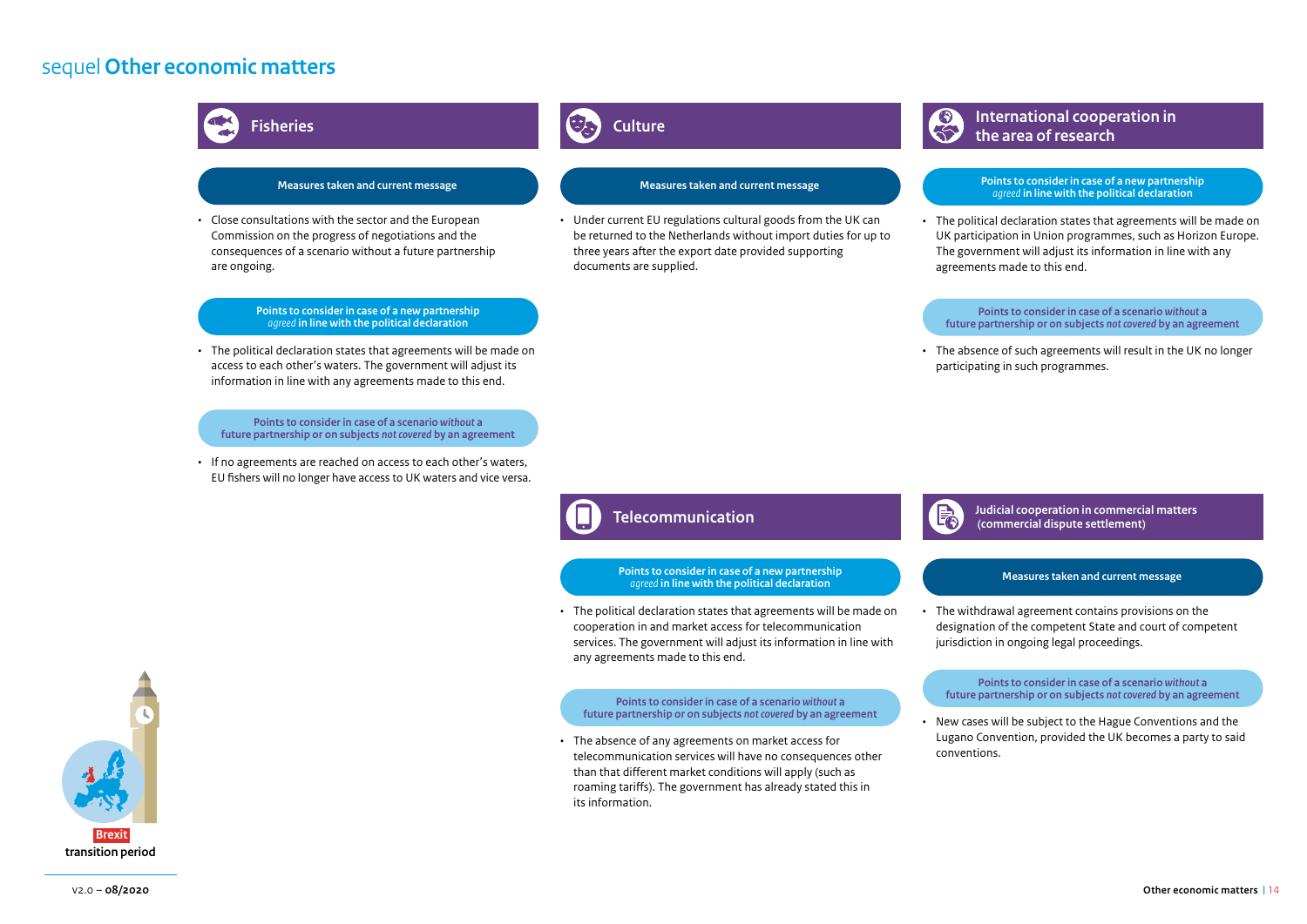# sequel Other economic matters

## Fisheries

**Measures taken and current message**

- Close consultations with the sector and the European Commission on the progress of negotiations and the consequences of a scenario without a future partnership are ongoing.

**Points to consider in case of a new partnership *agreed* in line with the political declaration**

- The political declaration states that agreements will be made on access to each other's waters. The government will adjust its information in line with any agreements made to this end.

**Points to consider in case of a scenario *without* a future partnership or on subjects *not covered* by an agreement**

- If no agreements are reached on access to each other's waters, EU fishers will no longer have access to UK waters and vice versa.

## Culture

**Measures taken and current message**

- Under current EU regulations cultural goods from the UK can be returned to the Netherlands without import duties for up to three years after the export date provided supporting documents are supplied.

## International cooperation in the area of research

**Points to consider in case of a new partnership *agreed* in line with the political declaration**

- The political declaration states that agreements will be made on UK participation in Union programmes, such as Horizon Europe. The government will adjust its information in line with any agreements made to this end.

**Points to consider in case of a scenario *without* a future partnership or on subjects *not covered* by an agreement**

- The absence of such agreements will result in the UK no longer participating in such programmes.

## Telecommunication

**Points to consider in case of a new partnership *agreed* in line with the political declaration**

- The political declaration states that agreements will be made on cooperation in and market access for telecommunication services. The government will adjust its information in line with any agreements made to this end.

**Points to consider in case of a scenario *without* a future partnership or on subjects *not covered* by an agreement**

- The absence of any agreements on market access for telecommunication services will have no consequences other than that different market conditions will apply (such as roaming tariffs). The government has already stated this in its information.

## Judicial cooperation in commercial matters (commercial dispute settlement)

**Measures taken and current message**

- The withdrawal agreement contains provisions on the designation of the competent State and court of competent jurisdiction in ongoing legal proceedings.

**Points to consider in case of a scenario *without* a future partnership or on subjects *not covered* by an agreement**

- New cases will be subject to the Hague Conventions and the Lugano Convention, provided the UK becomes a party to said conventions.

Brexit transition period

V2.0 – 08/2020